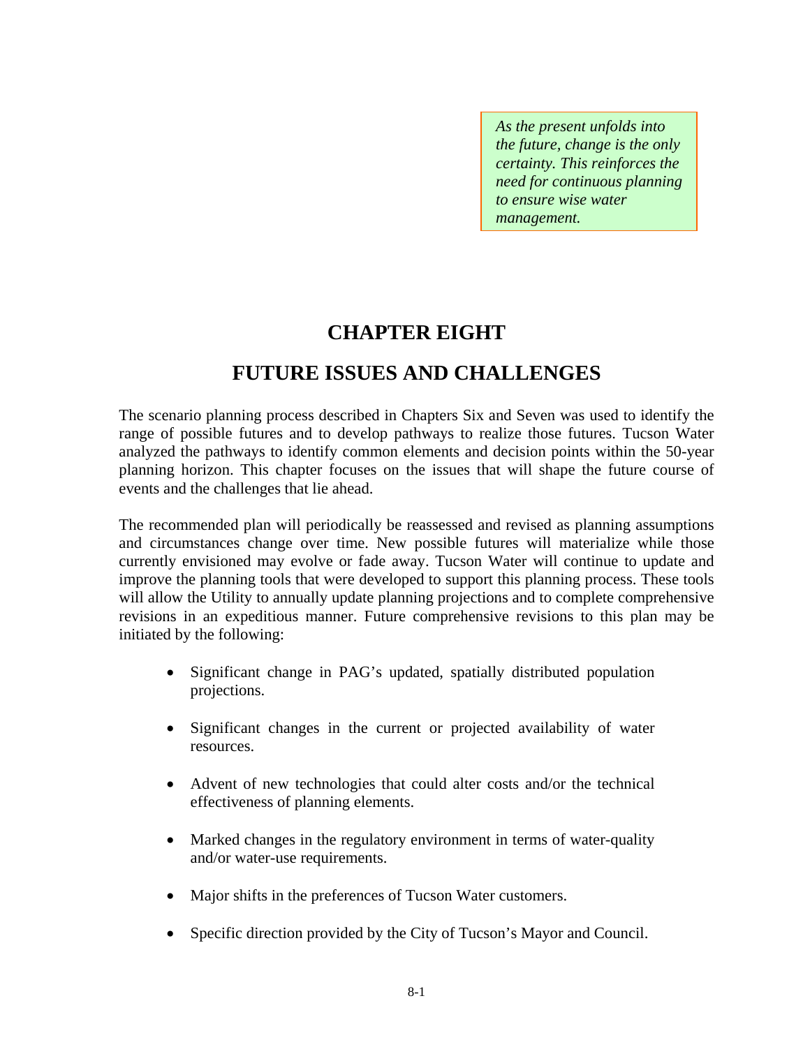> *As the present unfolds into the future, change is the only certainty. This reinforces the need for continuous planning to ensure wise water management.*

# CHAPTER EIGHT

# FUTURE ISSUES AND CHALLENGES

The scenario planning process described in Chapters Six and Seven was used to identify the range of possible futures and to develop pathways to realize those futures. Tucson Water analyzed the pathways to identify common elements and decision points within the 50-year planning horizon. This chapter focuses on the issues that will shape the future course of events and the challenges that lie ahead.

The recommended plan will periodically be reassessed and revised as planning assumptions and circumstances change over time. New possible futures will materialize while those currently envisioned may evolve or fade away. Tucson Water will continue to update and improve the planning tools that were developed to support this planning process. These tools will allow the Utility to annually update planning projections and to complete comprehensive revisions in an expeditious manner. Future comprehensive revisions to this plan may be initiated by the following:

- Significant change in PAG's updated, spatially distributed population projections.
- Significant changes in the current or projected availability of water resources.
- Advent of new technologies that could alter costs and/or the technical effectiveness of planning elements.
- Marked changes in the regulatory environment in terms of water-quality and/or water-use requirements.
- Major shifts in the preferences of Tucson Water customers.
- Specific direction provided by the City of Tucson's Mayor and Council.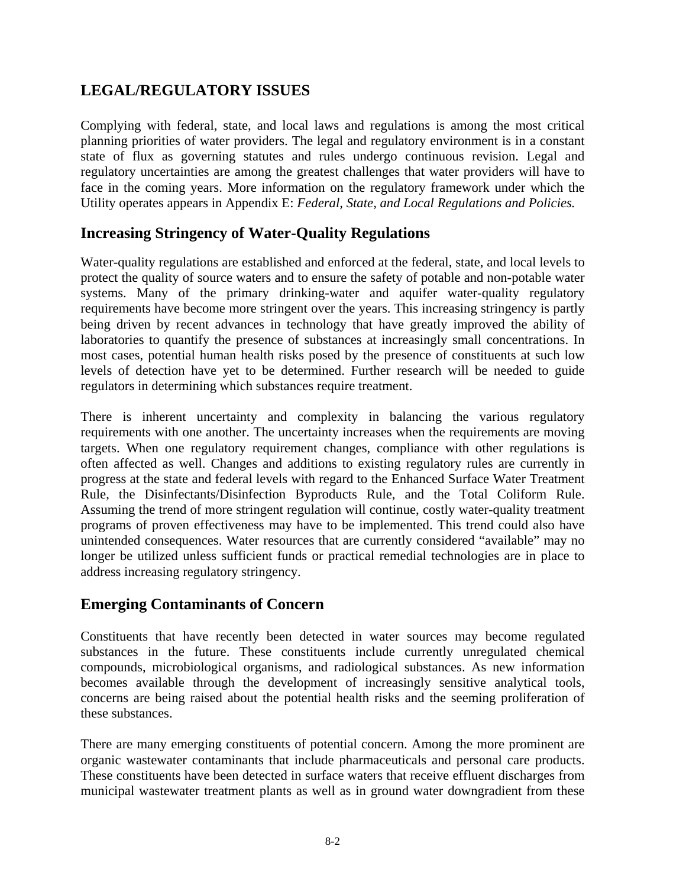# LEGAL/REGULATORY ISSUES

Complying with federal, state, and local laws and regulations is among the most critical planning priorities of water providers. The legal and regulatory environment is in a constant state of flux as governing statutes and rules undergo continuous revision. Legal and regulatory uncertainties are among the greatest challenges that water providers will have to face in the coming years. More information on the regulatory framework under which the Utility operates appears in Appendix E: *Federal, State, and Local Regulations and Policies.*

## Increasing Stringency of Water-Quality Regulations

Water-quality regulations are established and enforced at the federal, state, and local levels to protect the quality of source waters and to ensure the safety of potable and non-potable water systems. Many of the primary drinking-water and aquifer water-quality regulatory requirements have become more stringent over the years. This increasing stringency is partly being driven by recent advances in technology that have greatly improved the ability of laboratories to quantify the presence of substances at increasingly small concentrations. In most cases, potential human health risks posed by the presence of constituents at such low levels of detection have yet to be determined. Further research will be needed to guide regulators in determining which substances require treatment.

There is inherent uncertainty and complexity in balancing the various regulatory requirements with one another. The uncertainty increases when the requirements are moving targets. When one regulatory requirement changes, compliance with other regulations is often affected as well. Changes and additions to existing regulatory rules are currently in progress at the state and federal levels with regard to the Enhanced Surface Water Treatment Rule, the Disinfectants/Disinfection Byproducts Rule, and the Total Coliform Rule. Assuming the trend of more stringent regulation will continue, costly water-quality treatment programs of proven effectiveness may have to be implemented. This trend could also have unintended consequences. Water resources that are currently considered "available" may no longer be utilized unless sufficient funds or practical remedial technologies are in place to address increasing regulatory stringency.

## Emerging Contaminants of Concern

Constituents that have recently been detected in water sources may become regulated substances in the future. These constituents include currently unregulated chemical compounds, microbiological organisms, and radiological substances. As new information becomes available through the development of increasingly sensitive analytical tools, concerns are being raised about the potential health risks and the seeming proliferation of these substances.

There are many emerging constituents of potential concern. Among the more prominent are organic wastewater contaminants that include pharmaceuticals and personal care products. These constituents have been detected in surface waters that receive effluent discharges from municipal wastewater treatment plants as well as in ground water downgradient from these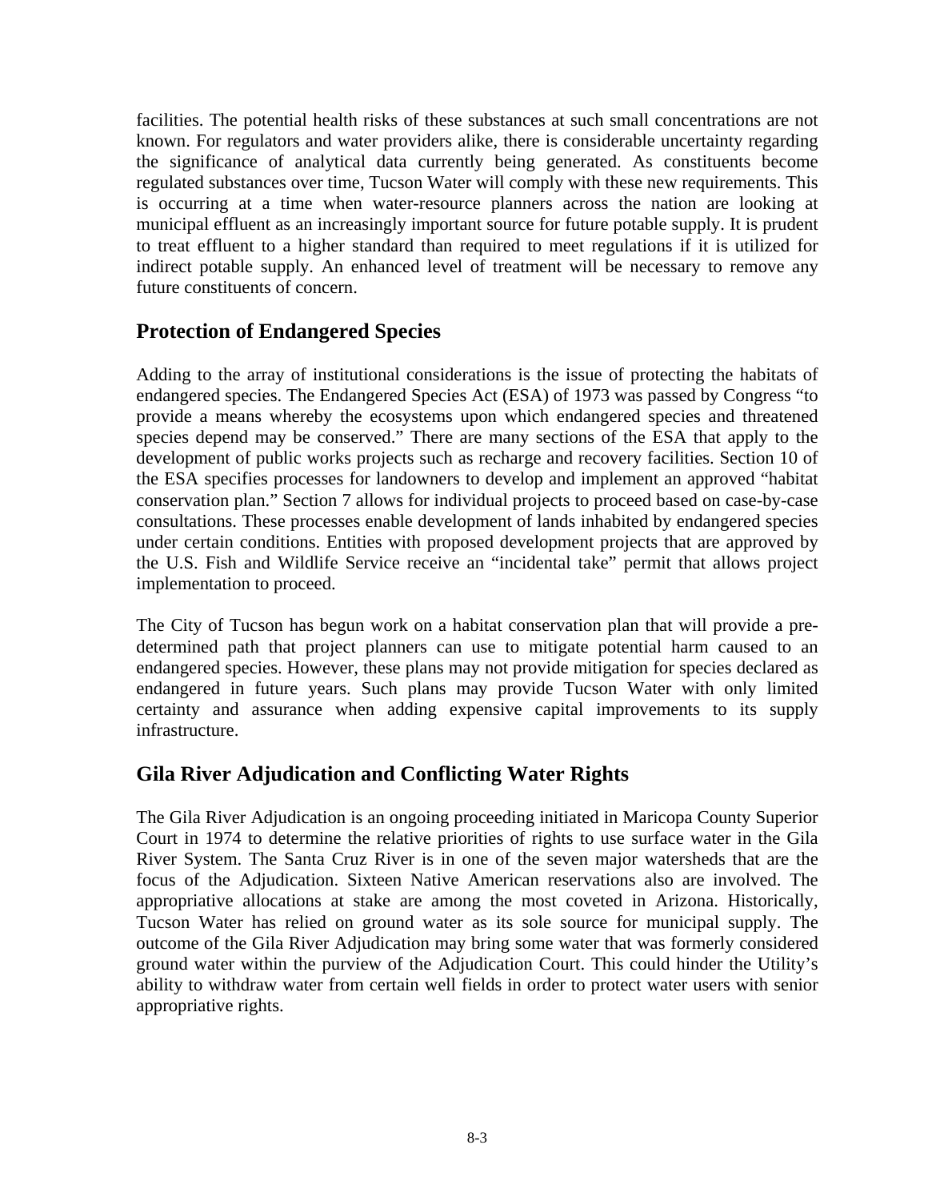facilities. The potential health risks of these substances at such small concentrations are not known. For regulators and water providers alike, there is considerable uncertainty regarding the significance of analytical data currently being generated. As constituents become regulated substances over time, Tucson Water will comply with these new requirements. This is occurring at a time when water-resource planners across the nation are looking at municipal effluent as an increasingly important source for future potable supply. It is prudent to treat effluent to a higher standard than required to meet regulations if it is utilized for indirect potable supply. An enhanced level of treatment will be necessary to remove any future constituents of concern.

## Protection of Endangered Species

Adding to the array of institutional considerations is the issue of protecting the habitats of endangered species. The Endangered Species Act (ESA) of 1973 was passed by Congress "to provide a means whereby the ecosystems upon which endangered species and threatened species depend may be conserved." There are many sections of the ESA that apply to the development of public works projects such as recharge and recovery facilities. Section 10 of the ESA specifies processes for landowners to develop and implement an approved "habitat conservation plan." Section 7 allows for individual projects to proceed based on case-by-case consultations. These processes enable development of lands inhabited by endangered species under certain conditions. Entities with proposed development projects that are approved by the U.S. Fish and Wildlife Service receive an "incidental take" permit that allows project implementation to proceed.

The City of Tucson has begun work on a habitat conservation plan that will provide a pre-determined path that project planners can use to mitigate potential harm caused to an endangered species. However, these plans may not provide mitigation for species declared as endangered in future years. Such plans may provide Tucson Water with only limited certainty and assurance when adding expensive capital improvements to its supply infrastructure.

## Gila River Adjudication and Conflicting Water Rights

The Gila River Adjudication is an ongoing proceeding initiated in Maricopa County Superior Court in 1974 to determine the relative priorities of rights to use surface water in the Gila River System. The Santa Cruz River is in one of the seven major watersheds that are the focus of the Adjudication. Sixteen Native American reservations also are involved. The appropriative allocations at stake are among the most coveted in Arizona. Historically, Tucson Water has relied on ground water as its sole source for municipal supply. The outcome of the Gila River Adjudication may bring some water that was formerly considered ground water within the purview of the Adjudication Court. This could hinder the Utility's ability to withdraw water from certain well fields in order to protect water users with senior appropriative rights.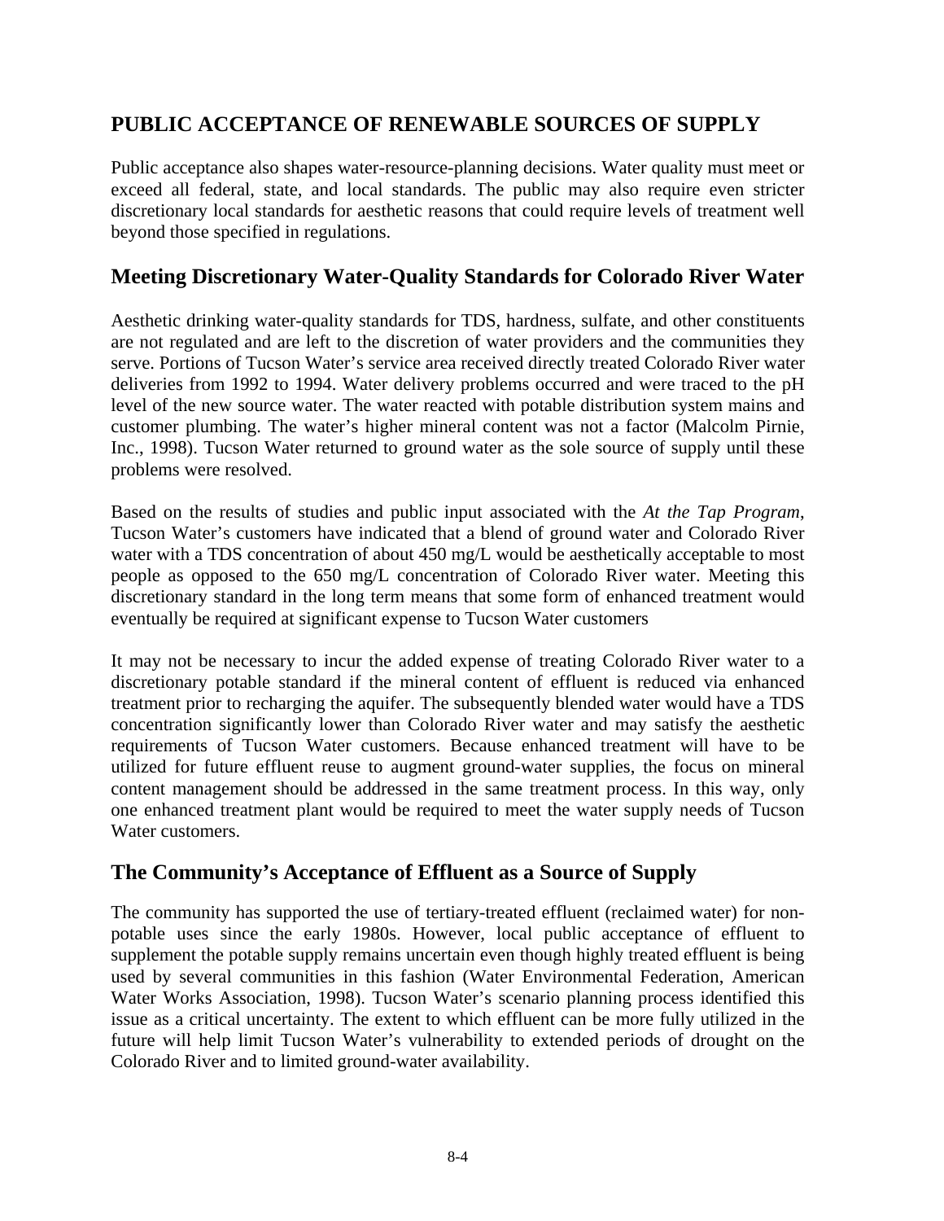## PUBLIC ACCEPTANCE OF RENEWABLE SOURCES OF SUPPLY

Public acceptance also shapes water-resource-planning decisions. Water quality must meet or exceed all federal, state, and local standards. The public may also require even stricter discretionary local standards for aesthetic reasons that could require levels of treatment well beyond those specified in regulations.

### Meeting Discretionary Water-Quality Standards for Colorado River Water

Aesthetic drinking water-quality standards for TDS, hardness, sulfate, and other constituents are not regulated and are left to the discretion of water providers and the communities they serve. Portions of Tucson Water's service area received directly treated Colorado River water deliveries from 1992 to 1994. Water delivery problems occurred and were traced to the pH level of the new source water. The water reacted with potable distribution system mains and customer plumbing. The water's higher mineral content was not a factor (Malcolm Pirnie, Inc., 1998). Tucson Water returned to ground water as the sole source of supply until these problems were resolved.

Based on the results of studies and public input associated with the *At the Tap Program*, Tucson Water's customers have indicated that a blend of ground water and Colorado River water with a TDS concentration of about 450 mg/L would be aesthetically acceptable to most people as opposed to the 650 mg/L concentration of Colorado River water. Meeting this discretionary standard in the long term means that some form of enhanced treatment would eventually be required at significant expense to Tucson Water customers

It may not be necessary to incur the added expense of treating Colorado River water to a discretionary potable standard if the mineral content of effluent is reduced via enhanced treatment prior to recharging the aquifer. The subsequently blended water would have a TDS concentration significantly lower than Colorado River water and may satisfy the aesthetic requirements of Tucson Water customers. Because enhanced treatment will have to be utilized for future effluent reuse to augment ground-water supplies, the focus on mineral content management should be addressed in the same treatment process. In this way, only one enhanced treatment plant would be required to meet the water supply needs of Tucson Water customers.

### The Community's Acceptance of Effluent as a Source of Supply

The community has supported the use of tertiary-treated effluent (reclaimed water) for non-potable uses since the early 1980s. However, local public acceptance of effluent to supplement the potable supply remains uncertain even though highly treated effluent is being used by several communities in this fashion (Water Environmental Federation, American Water Works Association, 1998). Tucson Water's scenario planning process identified this issue as a critical uncertainty. The extent to which effluent can be more fully utilized in the future will help limit Tucson Water's vulnerability to extended periods of drought on the Colorado River and to limited ground-water availability.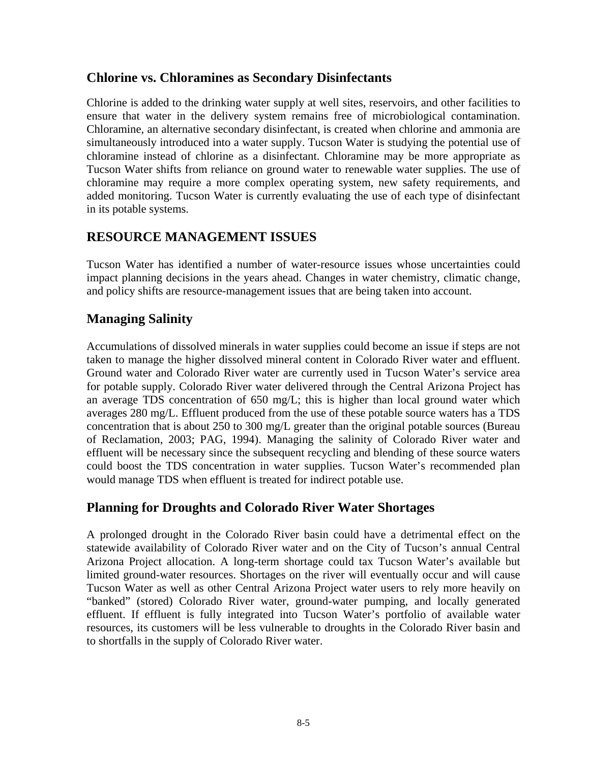## Chlorine vs. Chloramines as Secondary Disinfectants

Chlorine is added to the drinking water supply at well sites, reservoirs, and other facilities to ensure that water in the delivery system remains free of microbiological contamination. Chloramine, an alternative secondary disinfectant, is created when chlorine and ammonia are simultaneously introduced into a water supply. Tucson Water is studying the potential use of chloramine instead of chlorine as a disinfectant. Chloramine may be more appropriate as Tucson Water shifts from reliance on ground water to renewable water supplies. The use of chloramine may require a more complex operating system, new safety requirements, and added monitoring. Tucson Water is currently evaluating the use of each type of disinfectant in its potable systems.

# RESOURCE MANAGEMENT ISSUES

Tucson Water has identified a number of water-resource issues whose uncertainties could impact planning decisions in the years ahead. Changes in water chemistry, climatic change, and policy shifts are resource-management issues that are being taken into account.

## Managing Salinity

Accumulations of dissolved minerals in water supplies could become an issue if steps are not taken to manage the higher dissolved mineral content in Colorado River water and effluent. Ground water and Colorado River water are currently used in Tucson Water's service area for potable supply. Colorado River water delivered through the Central Arizona Project has an average TDS concentration of 650 mg/L; this is higher than local ground water which averages 280 mg/L. Effluent produced from the use of these potable source waters has a TDS concentration that is about 250 to 300 mg/L greater than the original potable sources (Bureau of Reclamation, 2003; PAG, 1994). Managing the salinity of Colorado River water and effluent will be necessary since the subsequent recycling and blending of these source waters could boost the TDS concentration in water supplies. Tucson Water's recommended plan would manage TDS when effluent is treated for indirect potable use.

## Planning for Droughts and Colorado River Water Shortages

A prolonged drought in the Colorado River basin could have a detrimental effect on the statewide availability of Colorado River water and on the City of Tucson's annual Central Arizona Project allocation. A long-term shortage could tax Tucson Water's available but limited ground-water resources. Shortages on the river will eventually occur and will cause Tucson Water as well as other Central Arizona Project water users to rely more heavily on "banked" (stored) Colorado River water, ground-water pumping, and locally generated effluent. If effluent is fully integrated into Tucson Water's portfolio of available water resources, its customers will be less vulnerable to droughts in the Colorado River basin and to shortfalls in the supply of Colorado River water.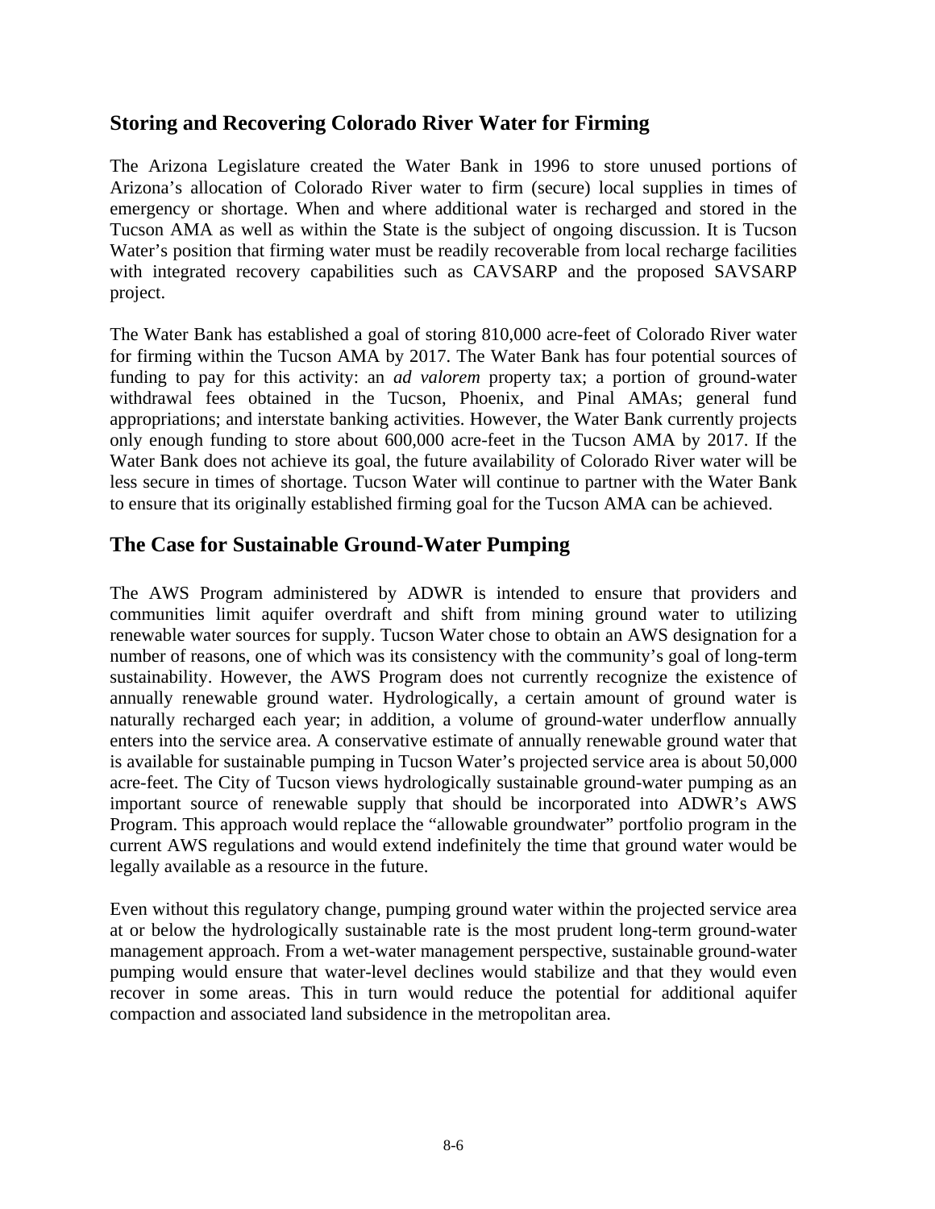## Storing and Recovering Colorado River Water for Firming

The Arizona Legislature created the Water Bank in 1996 to store unused portions of Arizona's allocation of Colorado River water to firm (secure) local supplies in times of emergency or shortage. When and where additional water is recharged and stored in the Tucson AMA as well as within the State is the subject of ongoing discussion. It is Tucson Water's position that firming water must be readily recoverable from local recharge facilities with integrated recovery capabilities such as CAVSARP and the proposed SAVSARP project.

The Water Bank has established a goal of storing 810,000 acre-feet of Colorado River water for firming within the Tucson AMA by 2017. The Water Bank has four potential sources of funding to pay for this activity: an *ad valorem* property tax; a portion of ground-water withdrawal fees obtained in the Tucson, Phoenix, and Pinal AMAs; general fund appropriations; and interstate banking activities. However, the Water Bank currently projects only enough funding to store about 600,000 acre-feet in the Tucson AMA by 2017. If the Water Bank does not achieve its goal, the future availability of Colorado River water will be less secure in times of shortage. Tucson Water will continue to partner with the Water Bank to ensure that its originally established firming goal for the Tucson AMA can be achieved.

## The Case for Sustainable Ground-Water Pumping

The AWS Program administered by ADWR is intended to ensure that providers and communities limit aquifer overdraft and shift from mining ground water to utilizing renewable water sources for supply. Tucson Water chose to obtain an AWS designation for a number of reasons, one of which was its consistency with the community's goal of long-term sustainability. However, the AWS Program does not currently recognize the existence of annually renewable ground water. Hydrologically, a certain amount of ground water is naturally recharged each year; in addition, a volume of ground-water underflow annually enters into the service area. A conservative estimate of annually renewable ground water that is available for sustainable pumping in Tucson Water's projected service area is about 50,000 acre-feet. The City of Tucson views hydrologically sustainable ground-water pumping as an important source of renewable supply that should be incorporated into ADWR's AWS Program. This approach would replace the "allowable groundwater" portfolio program in the current AWS regulations and would extend indefinitely the time that ground water would be legally available as a resource in the future.

Even without this regulatory change, pumping ground water within the projected service area at or below the hydrologically sustainable rate is the most prudent long-term ground-water management approach. From a wet-water management perspective, sustainable ground-water pumping would ensure that water-level declines would stabilize and that they would even recover in some areas. This in turn would reduce the potential for additional aquifer compaction and associated land subsidence in the metropolitan area.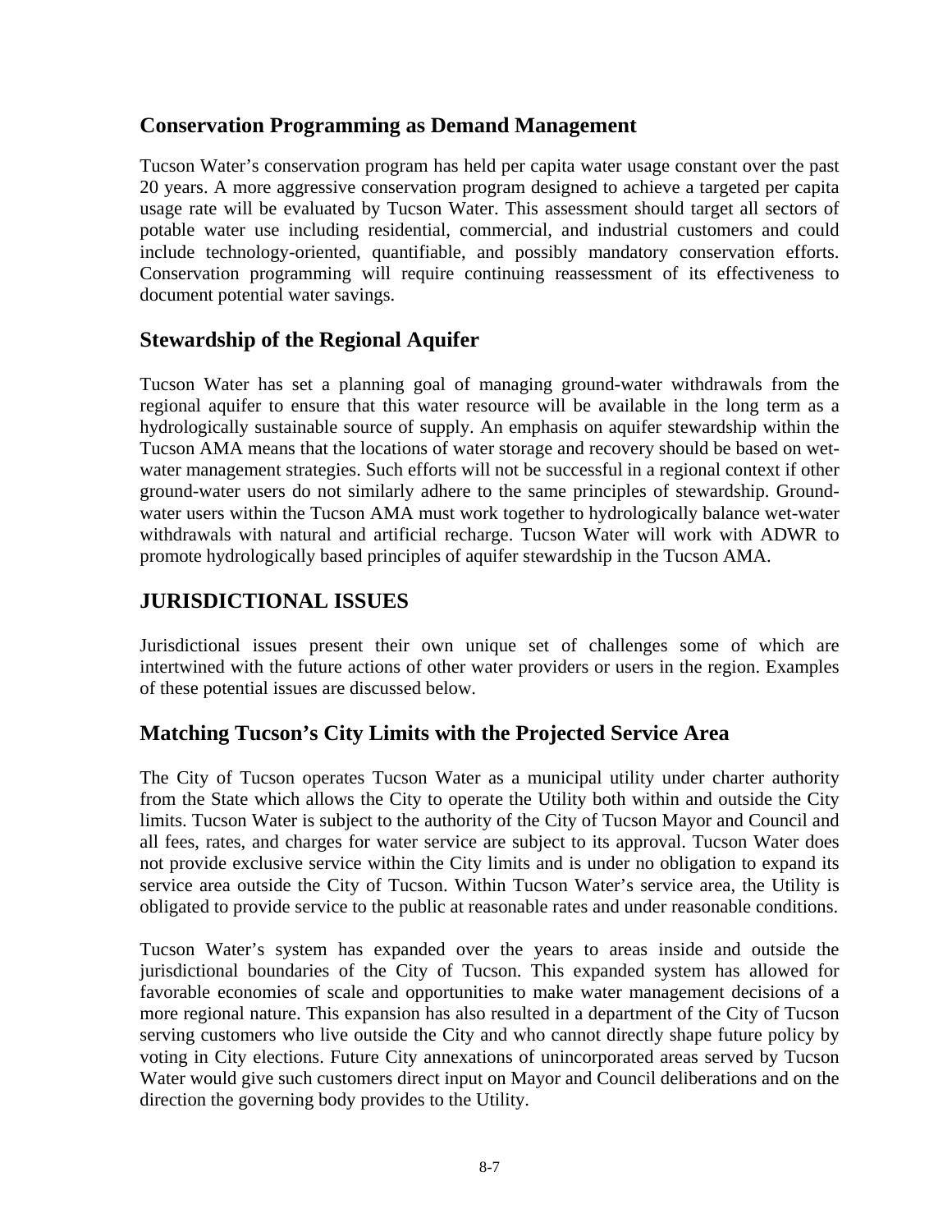## Conservation Programming as Demand Management

Tucson Water's conservation program has held per capita water usage constant over the past 20 years. A more aggressive conservation program designed to achieve a targeted per capita usage rate will be evaluated by Tucson Water. This assessment should target all sectors of potable water use including residential, commercial, and industrial customers and could include technology-oriented, quantifiable, and possibly mandatory conservation efforts. Conservation programming will require continuing reassessment of its effectiveness to document potential water savings.

## Stewardship of the Regional Aquifer

Tucson Water has set a planning goal of managing ground-water withdrawals from the regional aquifer to ensure that this water resource will be available in the long term as a hydrologically sustainable source of supply. An emphasis on aquifer stewardship within the Tucson AMA means that the locations of water storage and recovery should be based on wet-water management strategies. Such efforts will not be successful in a regional context if other ground-water users do not similarly adhere to the same principles of stewardship. Ground-water users within the Tucson AMA must work together to hydrologically balance wet-water withdrawals with natural and artificial recharge. Tucson Water will work with ADWR to promote hydrologically based principles of aquifer stewardship in the Tucson AMA.

# JURISDICTIONAL ISSUES

Jurisdictional issues present their own unique set of challenges some of which are intertwined with the future actions of other water providers or users in the region. Examples of these potential issues are discussed below.

## Matching Tucson's City Limits with the Projected Service Area

The City of Tucson operates Tucson Water as a municipal utility under charter authority from the State which allows the City to operate the Utility both within and outside the City limits. Tucson Water is subject to the authority of the City of Tucson Mayor and Council and all fees, rates, and charges for water service are subject to its approval. Tucson Water does not provide exclusive service within the City limits and is under no obligation to expand its service area outside the City of Tucson. Within Tucson Water's service area, the Utility is obligated to provide service to the public at reasonable rates and under reasonable conditions.

Tucson Water's system has expanded over the years to areas inside and outside the jurisdictional boundaries of the City of Tucson. This expanded system has allowed for favorable economies of scale and opportunities to make water management decisions of a more regional nature. This expansion has also resulted in a department of the City of Tucson serving customers who live outside the City and who cannot directly shape future policy by voting in City elections. Future City annexations of unincorporated areas served by Tucson Water would give such customers direct input on Mayor and Council deliberations and on the direction the governing body provides to the Utility.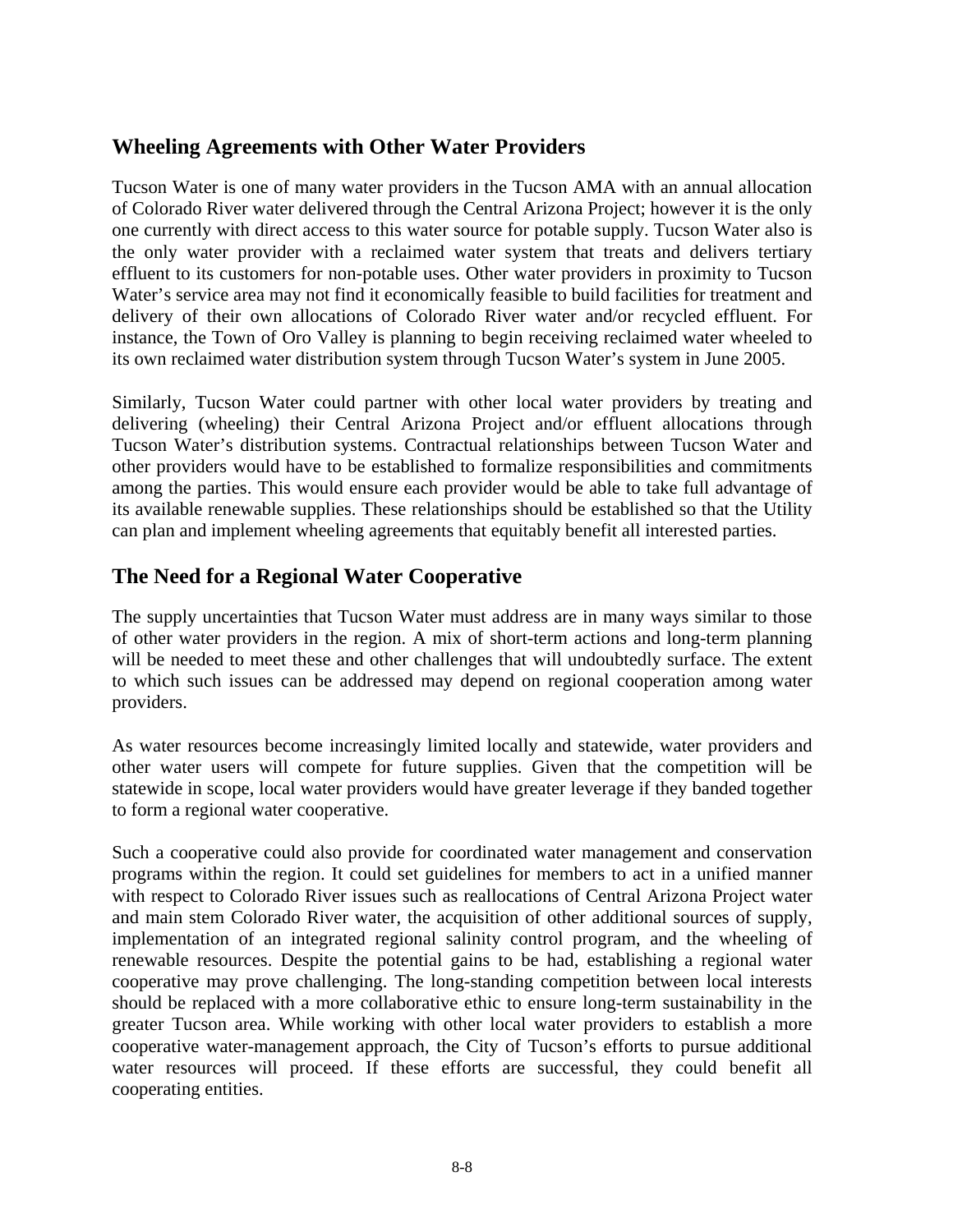## Wheeling Agreements with Other Water Providers

Tucson Water is one of many water providers in the Tucson AMA with an annual allocation of Colorado River water delivered through the Central Arizona Project; however it is the only one currently with direct access to this water source for potable supply. Tucson Water also is the only water provider with a reclaimed water system that treats and delivers tertiary effluent to its customers for non-potable uses. Other water providers in proximity to Tucson Water's service area may not find it economically feasible to build facilities for treatment and delivery of their own allocations of Colorado River water and/or recycled effluent. For instance, the Town of Oro Valley is planning to begin receiving reclaimed water wheeled to its own reclaimed water distribution system through Tucson Water's system in June 2005.

Similarly, Tucson Water could partner with other local water providers by treating and delivering (wheeling) their Central Arizona Project and/or effluent allocations through Tucson Water's distribution systems. Contractual relationships between Tucson Water and other providers would have to be established to formalize responsibilities and commitments among the parties. This would ensure each provider would be able to take full advantage of its available renewable supplies. These relationships should be established so that the Utility can plan and implement wheeling agreements that equitably benefit all interested parties.

## The Need for a Regional Water Cooperative

The supply uncertainties that Tucson Water must address are in many ways similar to those of other water providers in the region. A mix of short-term actions and long-term planning will be needed to meet these and other challenges that will undoubtedly surface. The extent to which such issues can be addressed may depend on regional cooperation among water providers.

As water resources become increasingly limited locally and statewide, water providers and other water users will compete for future supplies. Given that the competition will be statewide in scope, local water providers would have greater leverage if they banded together to form a regional water cooperative.

Such a cooperative could also provide for coordinated water management and conservation programs within the region. It could set guidelines for members to act in a unified manner with respect to Colorado River issues such as reallocations of Central Arizona Project water and main stem Colorado River water, the acquisition of other additional sources of supply, implementation of an integrated regional salinity control program, and the wheeling of renewable resources. Despite the potential gains to be had, establishing a regional water cooperative may prove challenging. The long-standing competition between local interests should be replaced with a more collaborative ethic to ensure long-term sustainability in the greater Tucson area. While working with other local water providers to establish a more cooperative water-management approach, the City of Tucson's efforts to pursue additional water resources will proceed. If these efforts are successful, they could benefit all cooperating entities.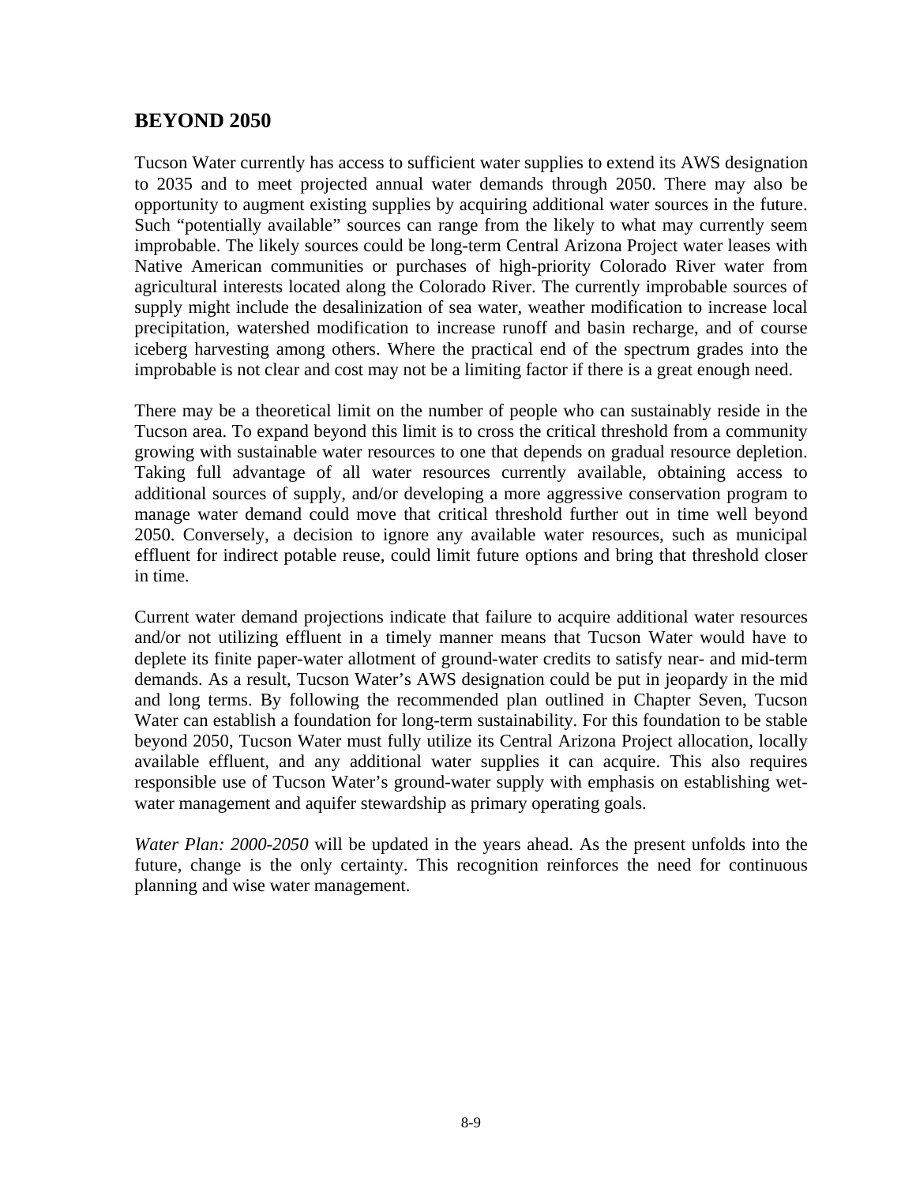## BEYOND 2050

Tucson Water currently has access to sufficient water supplies to extend its AWS designation to 2035 and to meet projected annual water demands through 2050. There may also be opportunity to augment existing supplies by acquiring additional water sources in the future. Such "potentially available" sources can range from the likely to what may currently seem improbable. The likely sources could be long-term Central Arizona Project water leases with Native American communities or purchases of high-priority Colorado River water from agricultural interests located along the Colorado River. The currently improbable sources of supply might include the desalinization of sea water, weather modification to increase local precipitation, watershed modification to increase runoff and basin recharge, and of course iceberg harvesting among others. Where the practical end of the spectrum grades into the improbable is not clear and cost may not be a limiting factor if there is a great enough need.

There may be a theoretical limit on the number of people who can sustainably reside in the Tucson area. To expand beyond this limit is to cross the critical threshold from a community growing with sustainable water resources to one that depends on gradual resource depletion. Taking full advantage of all water resources currently available, obtaining access to additional sources of supply, and/or developing a more aggressive conservation program to manage water demand could move that critical threshold further out in time well beyond 2050. Conversely, a decision to ignore any available water resources, such as municipal effluent for indirect potable reuse, could limit future options and bring that threshold closer in time.

Current water demand projections indicate that failure to acquire additional water resources and/or not utilizing effluent in a timely manner means that Tucson Water would have to deplete its finite paper-water allotment of ground-water credits to satisfy near- and mid-term demands. As a result, Tucson Water's AWS designation could be put in jeopardy in the mid and long terms. By following the recommended plan outlined in Chapter Seven, Tucson Water can establish a foundation for long-term sustainability. For this foundation to be stable beyond 2050, Tucson Water must fully utilize its Central Arizona Project allocation, locally available effluent, and any additional water supplies it can acquire. This also requires responsible use of Tucson Water's ground-water supply with emphasis on establishing wet-water management and aquifer stewardship as primary operating goals.

*Water Plan: 2000-2050* will be updated in the years ahead. As the present unfolds into the future, change is the only certainty. This recognition reinforces the need for continuous planning and wise water management.